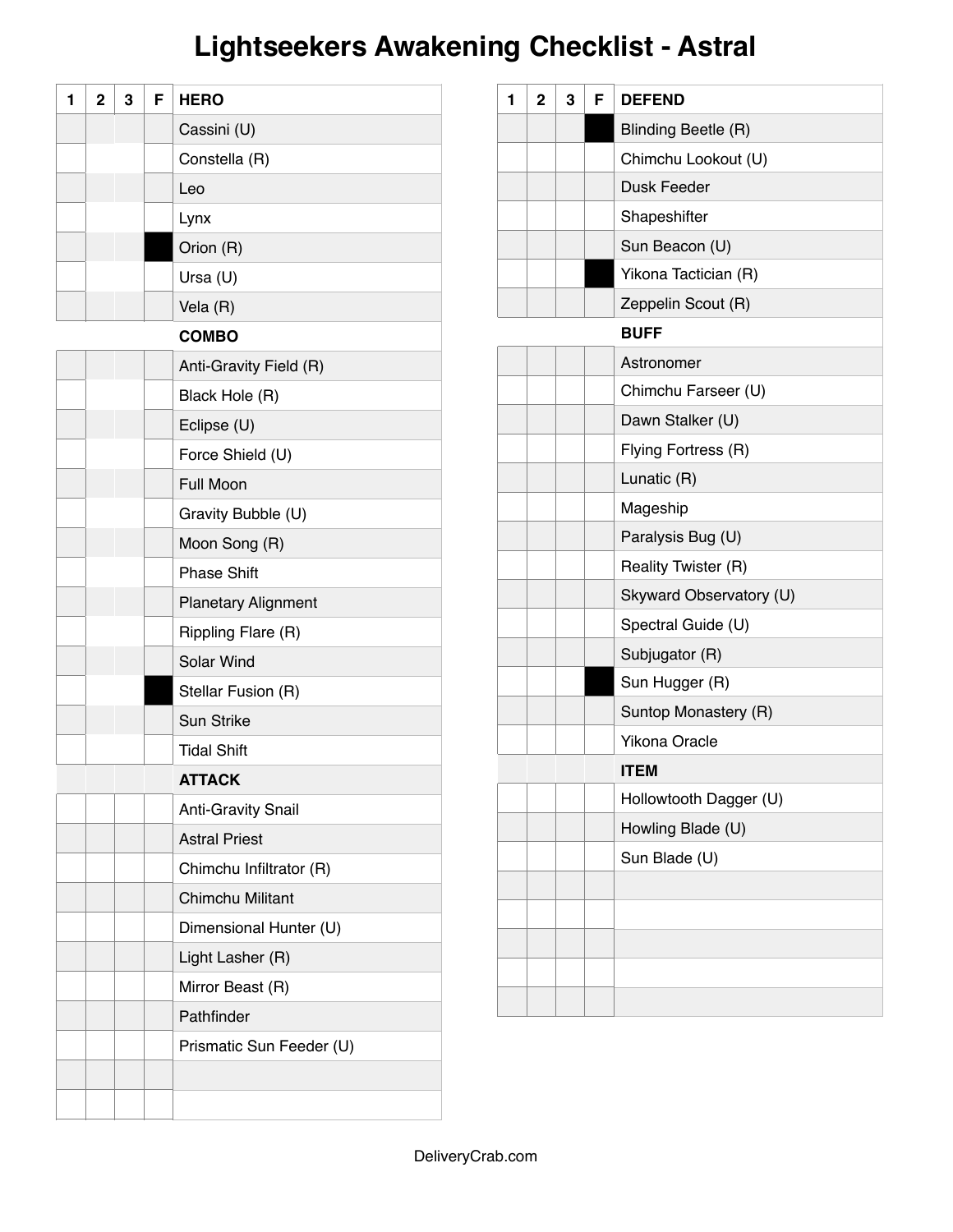# Lightseekers Awakening Checklist - Astral

| 1 | 2 | 3 | F | HERO |
|---|---|---|---|---|
| | | | | Cassini (U) |
| | | | | Constella (R) |
| | | | | Leo |
| | | | | Lynx |
| | | | ■ | Orion (R) |
| | | | | Ursa (U) |
| | | | | Vela (R) |
| | | | | **COMBO** |
| | | | | Anti-Gravity Field (R) |
| | | | | Black Hole (R) |
| | | | | Eclipse (U) |
| | | | | Force Shield (U) |
| | | | | Full Moon |
| | | | | Gravity Bubble (U) |
| | | | | Moon Song (R) |
| | | | | Phase Shift |
| | | | | Planetary Alignment |
| | | | | Rippling Flare (R) |
| | | | | Solar Wind |
| | | | ■ | Stellar Fusion (R) |
| | | | | Sun Strike |
| | | | | Tidal Shift |
| | | | | **ATTACK** |
| | | | | Anti-Gravity Snail |
| | | | | Astral Priest |
| | | | | Chimchu Infiltrator (R) |
| | | | | Chimchu Militant |
| | | | | Dimensional Hunter (U) |
| | | | | Light Lasher (R) |
| | | | | Mirror Beast (R) |
| | | | | Pathfinder |
| | | | | Prismatic Sun Feeder (U) |
| | | | | |
| | | | | |

| 1 | 2 | 3 | F | DEFEND |
|---|---|---|---|---|
| | | | ■ | Blinding Beetle (R) |
| | | | | Chimchu Lookout (U) |
| | | | | Dusk Feeder |
| | | | | Shapeshifter |
| | | | | Sun Beacon (U) |
| | | | ■ | Yikona Tactician (R) |
| | | | | Zeppelin Scout (R) |
| | | | | **BUFF** |
| | | | | Astronomer |
| | | | | Chimchu Farseer (U) |
| | | | | Dawn Stalker (U) |
| | | | | Flying Fortress (R) |
| | | | | Lunatic (R) |
| | | | | Mageship |
| | | | | Paralysis Bug (U) |
| | | | | Reality Twister (R) |
| | | | | Skyward Observatory (U) |
| | | | | Spectral Guide (U) |
| | | | | Subjugator (R) |
| | | | ■ | Sun Hugger (R) |
| | | | | Suntop Monastery (R) |
| | | | | Yikona Oracle |
| | | | | **ITEM** |
| | | | | Hollowtooth Dagger (U) |
| | | | | Howling Blade (U) |
| | | | | Sun Blade (U) |
| | | | | |
| | | | | |
| | | | | |
| | | | | |
| | | | | |

DeliveryCrab.com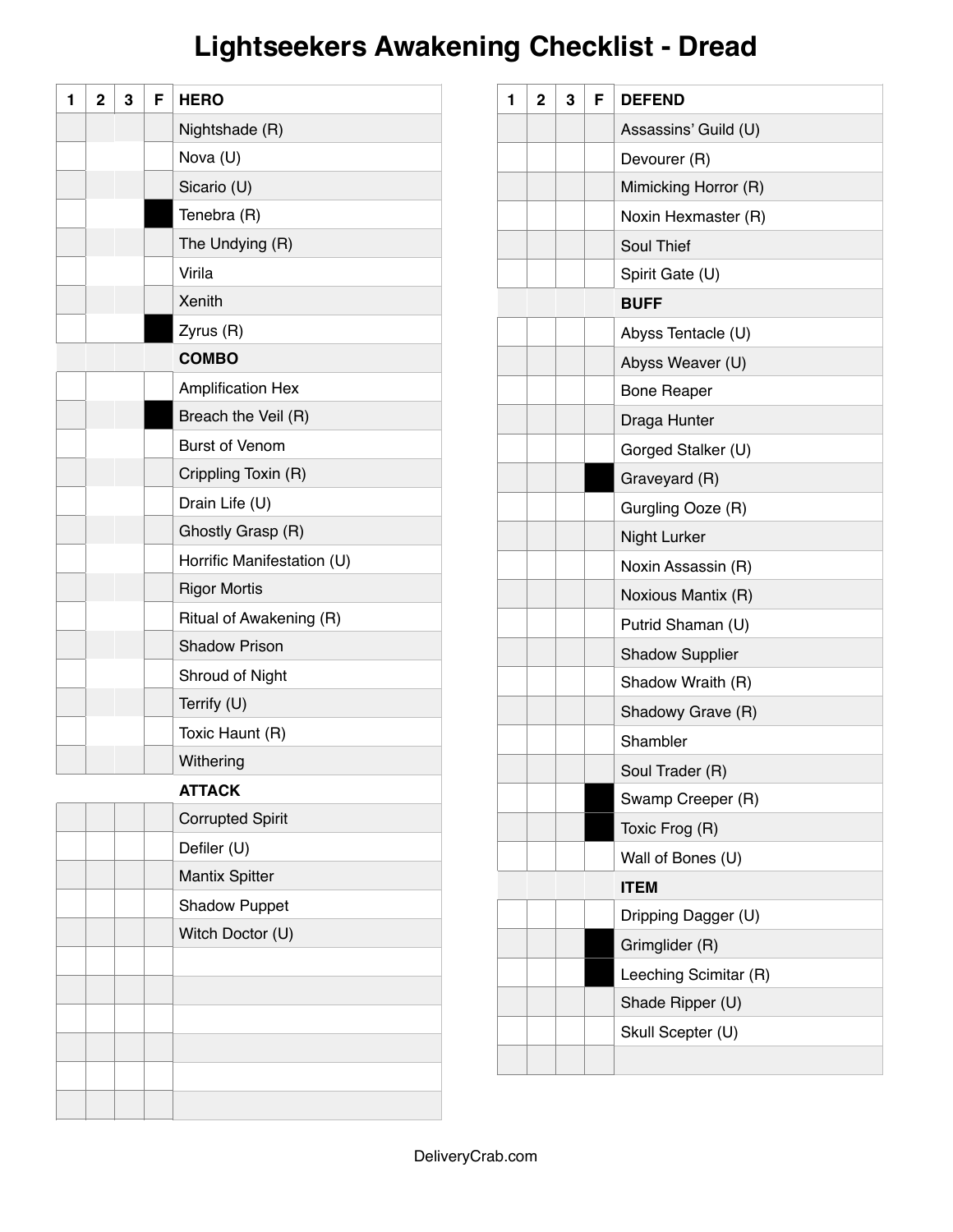# Lightseekers Awakening Checklist - Dread

| 1 | 2 | 3 | F | HERO |
|---|---|---|---|---|
| | | | | Nightshade (R) |
| | | | | Nova (U) |
| | | | | Sicario (U) |
| | | | ■ | Tenebra (R) |
| | | | | The Undying (R) |
| | | | | Virila |
| | | | | Xenith |
| | | | ■ | Zyrus (R) |
| | | | | **COMBO** |
| | | | | Amplification Hex |
| | | | ■ | Breach the Veil (R) |
| | | | | Burst of Venom |
| | | | | Crippling Toxin (R) |
| | | | | Drain Life (U) |
| | | | | Ghostly Grasp (R) |
| | | | | Horrific Manifestation (U) |
| | | | | Rigor Mortis |
| | | | | Ritual of Awakening (R) |
| | | | | Shadow Prison |
| | | | | Shroud of Night |
| | | | | Terrify (U) |
| | | | | Toxic Haunt (R) |
| | | | | Withering |
| | | | | **ATTACK** |
| | | | | Corrupted Spirit |
| | | | | Defiler (U) |
| | | | | Mantix Spitter |
| | | | | Shadow Puppet |
| | | | | Witch Doctor (U) |
| | | | | |
| | | | | |
| | | | | |
| | | | | |
| | | | | |
| | | | | |

| 1 | 2 | 3 | F | DEFEND |
|---|---|---|---|---|
| | | | | Assassins' Guild (U) |
| | | | | Devourer (R) |
| | | | | Mimicking Horror (R) |
| | | | | Noxin Hexmaster (R) |
| | | | | Soul Thief |
| | | | | Spirit Gate (U) |
| | | | | **BUFF** |
| | | | | Abyss Tentacle (U) |
| | | | | Abyss Weaver (U) |
| | | | | Bone Reaper |
| | | | | Draga Hunter |
| | | | | Gorged Stalker (U) |
| | | | ■ | Graveyard (R) |
| | | | | Gurgling Ooze (R) |
| | | | | Night Lurker |
| | | | | Noxin Assassin (R) |
| | | | | Noxious Mantix (R) |
| | | | | Putrid Shaman (U) |
| | | | | Shadow Supplier |
| | | | | Shadow Wraith (R) |
| | | | | Shadowy Grave (R) |
| | | | | Shambler |
| | | | | Soul Trader (R) |
| | | | ■ | Swamp Creeper (R) |
| | | | ■ | Toxic Frog (R) |
| | | | | Wall of Bones (U) |
| | | | | **ITEM** |
| | | | | Dripping Dagger (U) |
| | | | ■ | Grimglider (R) |
| | | | ■ | Leeching Scimitar (R) |
| | | | | Shade Ripper (U) |
| | | | | Skull Scepter (U) |
| | | | | |

DeliveryCrab.com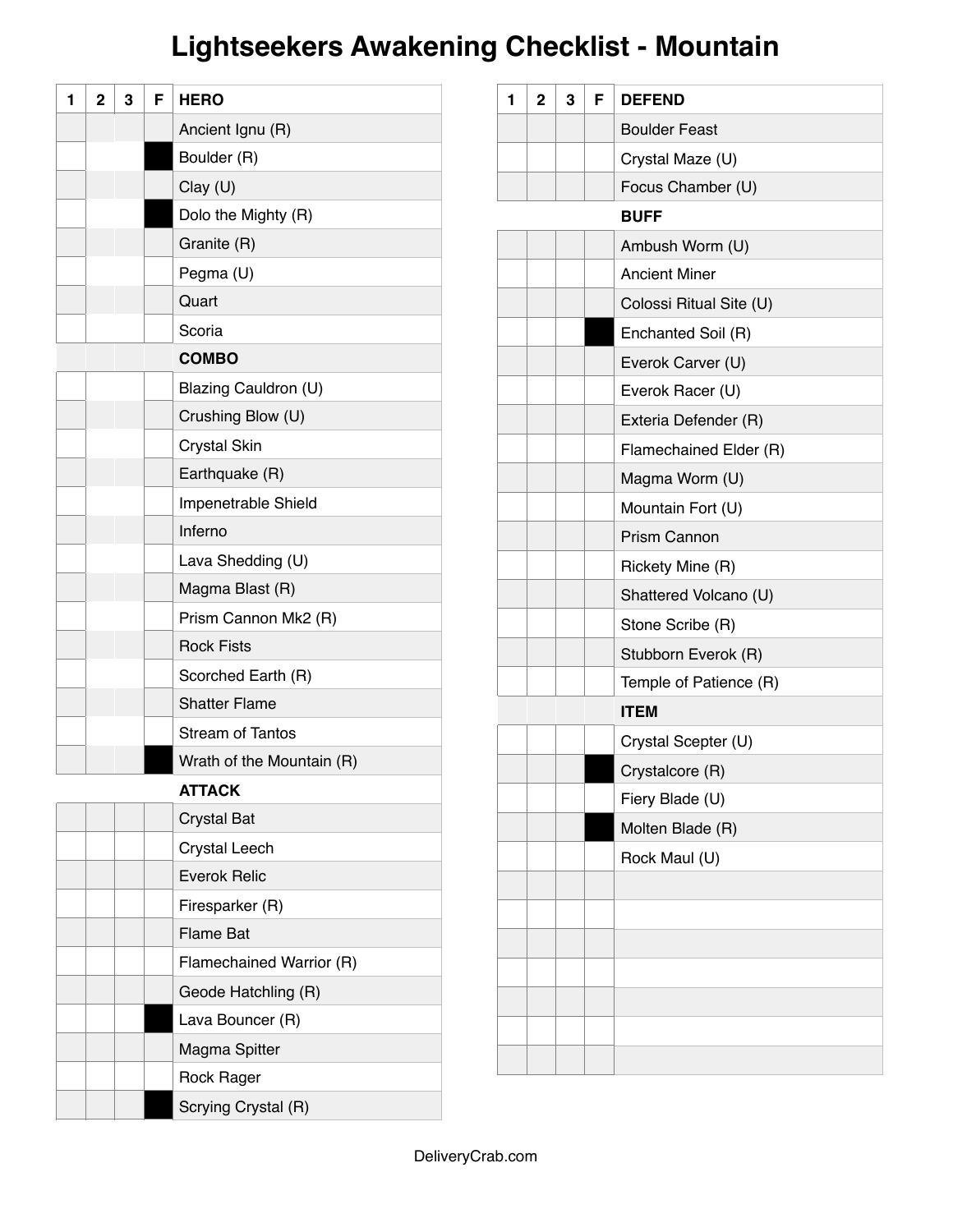# Lightseekers Awakening Checklist - Mountain

| 1 | 2 | 3 | F | HERO |
|---|---|---|---|---|
| | | | | Ancient Ignu (R) |
| | | | ■ | Boulder (R) |
| | | | | Clay (U) |
| | | | ■ | Dolo the Mighty (R) |
| | | | | Granite (R) |
| | | | | Pegma (U) |
| | | | | Quart |
| | | | | Scoria |
| | | | | **COMBO** |
| | | | | Blazing Cauldron (U) |
| | | | | Crushing Blow (U) |
| | | | | Crystal Skin |
| | | | | Earthquake (R) |
| | | | | Impenetrable Shield |
| | | | | Inferno |
| | | | | Lava Shedding (U) |
| | | | | Magma Blast (R) |
| | | | | Prism Cannon Mk2 (R) |
| | | | | Rock Fists |
| | | | | Scorched Earth (R) |
| | | | | Shatter Flame |
| | | | | Stream of Tantos |
| | | | ■ | Wrath of the Mountain (R) |
| | | | | **ATTACK** |
| | | | | Crystal Bat |
| | | | | Crystal Leech |
| | | | | Everok Relic |
| | | | | Firesparker (R) |
| | | | | Flame Bat |
| | | | | Flamechained Warrior (R) |
| | | | | Geode Hatchling (R) |
| | | | ■ | Lava Bouncer (R) |
| | | | | Magma Spitter |
| | | | | Rock Rager |
| | | | ■ | Scrying Crystal (R) |

| 1 | 2 | 3 | F | DEFEND |
|---|---|---|---|---|
| | | | | Boulder Feast |
| | | | | Crystal Maze (U) |
| | | | | Focus Chamber (U) |
| | | | | **BUFF** |
| | | | | Ambush Worm (U) |
| | | | | Ancient Miner |
| | | | | Colossi Ritual Site (U) |
| | | | ■ | Enchanted Soil (R) |
| | | | | Everok Carver (U) |
| | | | | Everok Racer (U) |
| | | | | Exteria Defender (R) |
| | | | | Flamechained Elder (R) |
| | | | | Magma Worm (U) |
| | | | | Mountain Fort (U) |
| | | | | Prism Cannon |
| | | | | Rickety Mine (R) |
| | | | | Shattered Volcano (U) |
| | | | | Stone Scribe (R) |
| | | | | Stubborn Everok (R) |
| | | | | Temple of Patience (R) |
| | | | | **ITEM** |
| | | | | Crystal Scepter (U) |
| | | | ■ | Crystalcore (R) |
| | | | | Fiery Blade (U) |
| | | | ■ | Molten Blade (R) |
| | | | | Rock Maul (U) |
| | | | | |
| | | | | |
| | | | | |
| | | | | |
| | | | | |
| | | | | |
| | | | | |

DeliveryCrab.com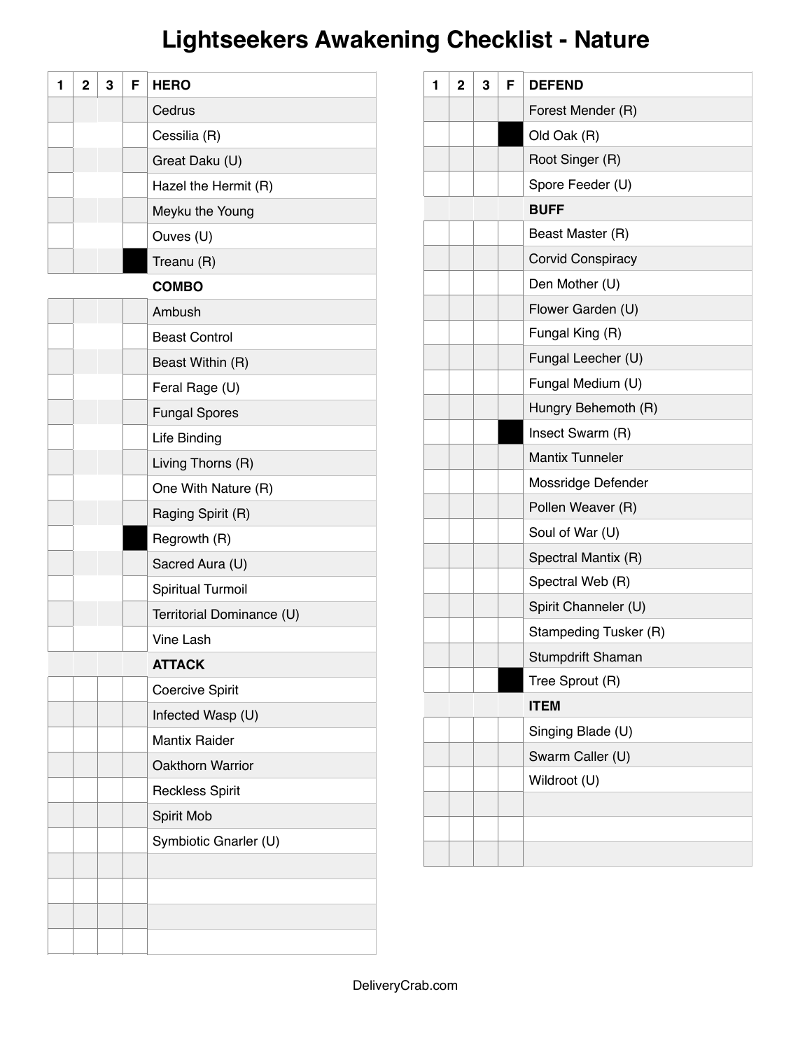# Lightseekers Awakening Checklist - Nature

| 1 | 2 | 3 | F | HERO |
|---|---|---|---|---|
| | | | | Cedrus |
| | | | | Cessilia (R) |
| | | | | Great Daku (U) |
| | | | | Hazel the Hermit (R) |
| | | | | Meyku the Young |
| | | | | Ouves (U) |
| | | | ■ | Treanu (R) |
| | | | | **COMBO** |
| | | | | Ambush |
| | | | | Beast Control |
| | | | | Beast Within (R) |
| | | | | Feral Rage (U) |
| | | | | Fungal Spores |
| | | | | Life Binding |
| | | | | Living Thorns (R) |
| | | | | One With Nature (R) |
| | | | | Raging Spirit (R) |
| | | | ■ | Regrowth (R) |
| | | | | Sacred Aura (U) |
| | | | | Spiritual Turmoil |
| | | | | Territorial Dominance (U) |
| | | | | Vine Lash |
| | | | | **ATTACK** |
| | | | | Coercive Spirit |
| | | | | Infected Wasp (U) |
| | | | | Mantix Raider |
| | | | | Oakthorn Warrior |
| | | | | Reckless Spirit |
| | | | | Spirit Mob |
| | | | | Symbiotic Gnarler (U) |
| | | | | |
| | | | | |
| | | | | |
| | | | | |

| 1 | 2 | 3 | F | DEFEND |
|---|---|---|---|---|
| | | | | Forest Mender (R) |
| | | | ■ | Old Oak (R) |
| | | | | Root Singer (R) |
| | | | | Spore Feeder (U) |
| | | | | **BUFF** |
| | | | | Beast Master (R) |
| | | | | Corvid Conspiracy |
| | | | | Den Mother (U) |
| | | | | Flower Garden (U) |
| | | | | Fungal King (R) |
| | | | | Fungal Leecher (U) |
| | | | | Fungal Medium (U) |
| | | | | Hungry Behemoth (R) |
| | | | ■ | Insect Swarm (R) |
| | | | | Mantix Tunneler |
| | | | | Mossridge Defender |
| | | | | Pollen Weaver (R) |
| | | | | Soul of War (U) |
| | | | | Spectral Mantix (R) |
| | | | | Spectral Web (R) |
| | | | | Spirit Channeler (U) |
| | | | | Stampeding Tusker (R) |
| | | | | Stumpdrift Shaman |
| | | | ■ | Tree Sprout (R) |
| | | | | **ITEM** |
| | | | | Singing Blade (U) |
| | | | | Swarm Caller (U) |
| | | | | Wildroot (U) |
| | | | | |
| | | | | |
| | | | | |

DeliveryCrab.com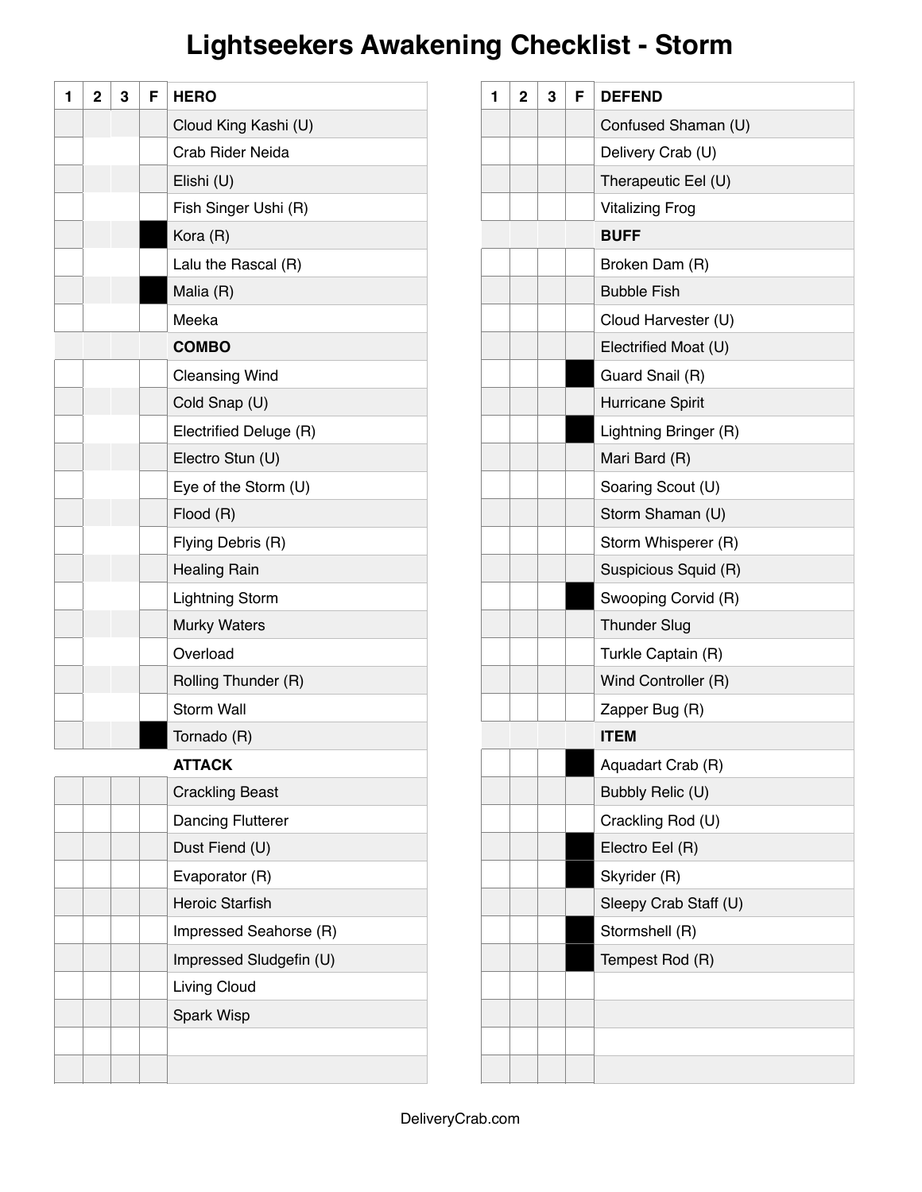# Lightseekers Awakening Checklist - Storm

| 1 | 2 | 3 | F | HERO |
|---|---|---|---|---|
| | | | | Cloud King Kashi (U) |
| | | | | Crab Rider Neida |
| | | | | Elishi (U) |
| | | | | Fish Singer Ushi (R) |
| | | | ■ | Kora (R) |
| | | | | Lalu the Rascal (R) |
| | | | ■ | Malia (R) |
| | | | | Meeka |
| | | | | **COMBO** |
| | | | | Cleansing Wind |
| | | | | Cold Snap (U) |
| | | | | Electrified Deluge (R) |
| | | | | Electro Stun (U) |
| | | | | Eye of the Storm (U) |
| | | | | Flood (R) |
| | | | | Flying Debris (R) |
| | | | | Healing Rain |
| | | | | Lightning Storm |
| | | | | Murky Waters |
| | | | | Overload |
| | | | | Rolling Thunder (R) |
| | | | | Storm Wall |
| | | | ■ | Tornado (R) |
| | | | | **ATTACK** |
| | | | | Crackling Beast |
| | | | | Dancing Flutterer |
| | | | | Dust Fiend (U) |
| | | | | Evaporator (R) |
| | | | | Heroic Starfish |
| | | | | Impressed Seahorse (R) |
| | | | | Impressed Sludgefin (U) |
| | | | | Living Cloud |
| | | | | Spark Wisp |
| | | | | |
| | | | | |

| 1 | 2 | 3 | F | DEFEND |
|---|---|---|---|---|
| | | | | Confused Shaman (U) |
| | | | | Delivery Crab (U) |
| | | | | Therapeutic Eel (U) |
| | | | | Vitalizing Frog |
| | | | | **BUFF** |
| | | | | Broken Dam (R) |
| | | | | Bubble Fish |
| | | | | Cloud Harvester (U) |
| | | | | Electrified Moat (U) |
| | | | ■ | Guard Snail (R) |
| | | | | Hurricane Spirit |
| | | | ■ | Lightning Bringer (R) |
| | | | | Mari Bard (R) |
| | | | | Soaring Scout (U) |
| | | | | Storm Shaman (U) |
| | | | | Storm Whisperer (R) |
| | | | | Suspicious Squid (R) |
| | | | ■ | Swooping Corvid (R) |
| | | | | Thunder Slug |
| | | | | Turkle Captain (R) |
| | | | | Wind Controller (R) |
| | | | | Zapper Bug (R) |
| | | | | **ITEM** |
| | | | ■ | Aquadart Crab (R) |
| | | | | Bubbly Relic (U) |
| | | | | Crackling Rod (U) |
| | | | ■ | Electro Eel (R) |
| | | | ■ | Skyrider (R) |
| | | | | Sleepy Crab Staff (U) |
| | | | ■ | Stormshell (R) |
| | | | ■ | Tempest Rod (R) |
| | | | | |
| | | | | |
| | | | | |
| | | | | |

DeliveryCrab.com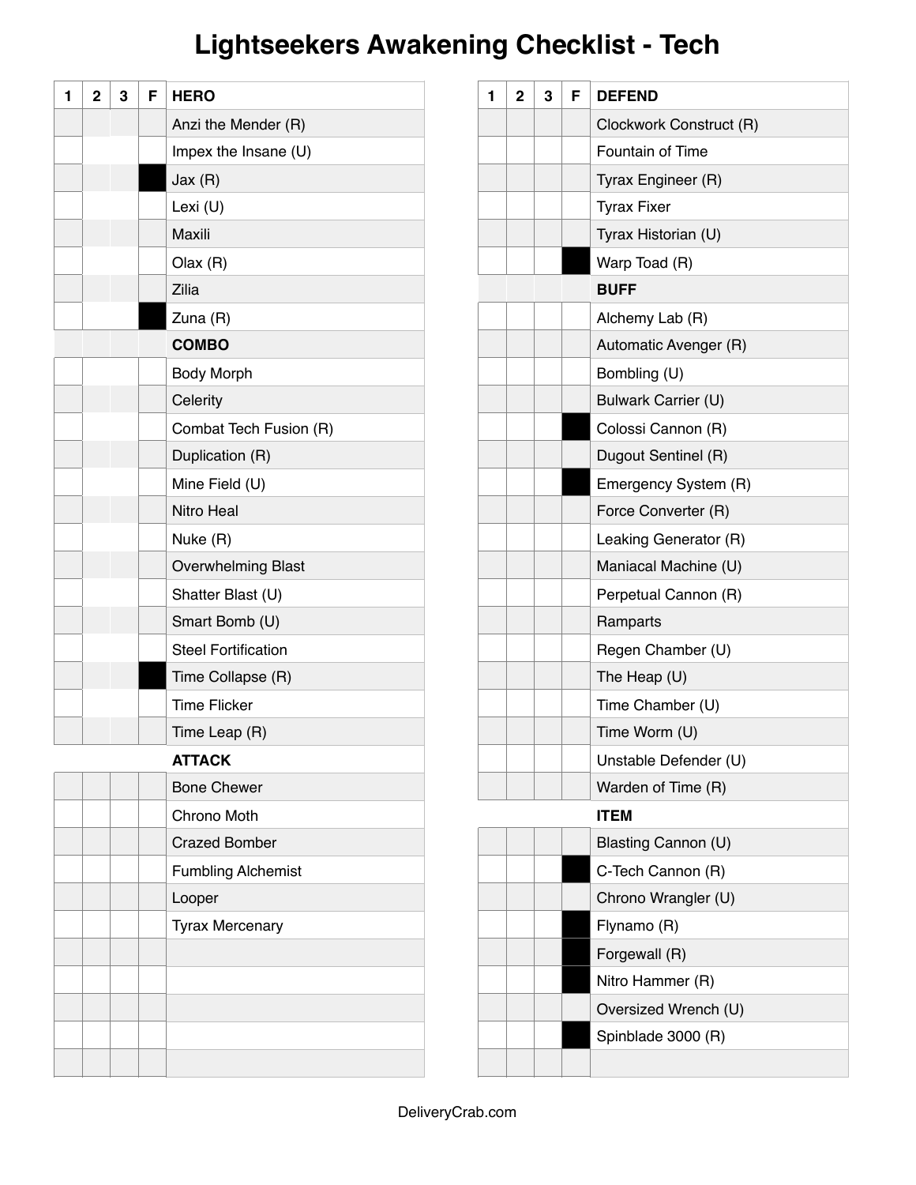# Lightseekers Awakening Checklist - Tech

| 1 | 2 | 3 | F | HERO |
|---|---|---|---|---|
| | | | | Anzi the Mender (R) |
| | | | | Impex the Insane (U) |
| | | | ■ | Jax (R) |
| | | | | Lexi (U) |
| | | | | Maxili |
| | | | | Olax (R) |
| | | | | Zilia |
| | | | ■ | Zuna (R) |
| | | | | **COMBO** |
| | | | | Body Morph |
| | | | | Celerity |
| | | | | Combat Tech Fusion (R) |
| | | | | Duplication (R) |
| | | | | Mine Field (U) |
| | | | | Nitro Heal |
| | | | | Nuke (R) |
| | | | | Overwhelming Blast |
| | | | | Shatter Blast (U) |
| | | | | Smart Bomb (U) |
| | | | | Steel Fortification |
| | | | ■ | Time Collapse (R) |
| | | | | Time Flicker |
| | | | | Time Leap (R) |
| | | | | **ATTACK** |
| | | | | Bone Chewer |
| | | | | Chrono Moth |
| | | | | Crazed Bomber |
| | | | | Fumbling Alchemist |
| | | | | Looper |
| | | | | Tyrax Mercenary |
| | | | | |
| | | | | |
| | | | | |
| | | | | |
| | | | | |

| 1 | 2 | 3 | F | DEFEND |
|---|---|---|---|---|
| | | | | Clockwork Construct (R) |
| | | | | Fountain of Time |
| | | | | Tyrax Engineer (R) |
| | | | | Tyrax Fixer |
| | | | | Tyrax Historian (U) |
| | | | ■ | Warp Toad (R) |
| | | | | **BUFF** |
| | | | | Alchemy Lab (R) |
| | | | | Automatic Avenger (R) |
| | | | | Bombling (U) |
| | | | | Bulwark Carrier (U) |
| | | | ■ | Colossi Cannon (R) |
| | | | | Dugout Sentinel (R) |
| | | | ■ | Emergency System (R) |
| | | | | Force Converter (R) |
| | | | | Leaking Generator (R) |
| | | | | Maniacal Machine (U) |
| | | | | Perpetual Cannon (R) |
| | | | | Ramparts |
| | | | | Regen Chamber (U) |
| | | | | The Heap (U) |
| | | | | Time Chamber (U) |
| | | | | Time Worm (U) |
| | | | | Unstable Defender (U) |
| | | | | Warden of Time (R) |
| | | | | **ITEM** |
| | | | | Blasting Cannon (U) |
| | | | ■ | C-Tech Cannon (R) |
| | | | | Chrono Wrangler (U) |
| | | | ■ | Flynamo (R) |
| | | | ■ | Forgewall (R) |
| | | | ■ | Nitro Hammer (R) |
| | | | | Oversized Wrench (U) |
| | | | ■ | Spinblade 3000 (R) |
| | | | | |

DeliveryCrab.com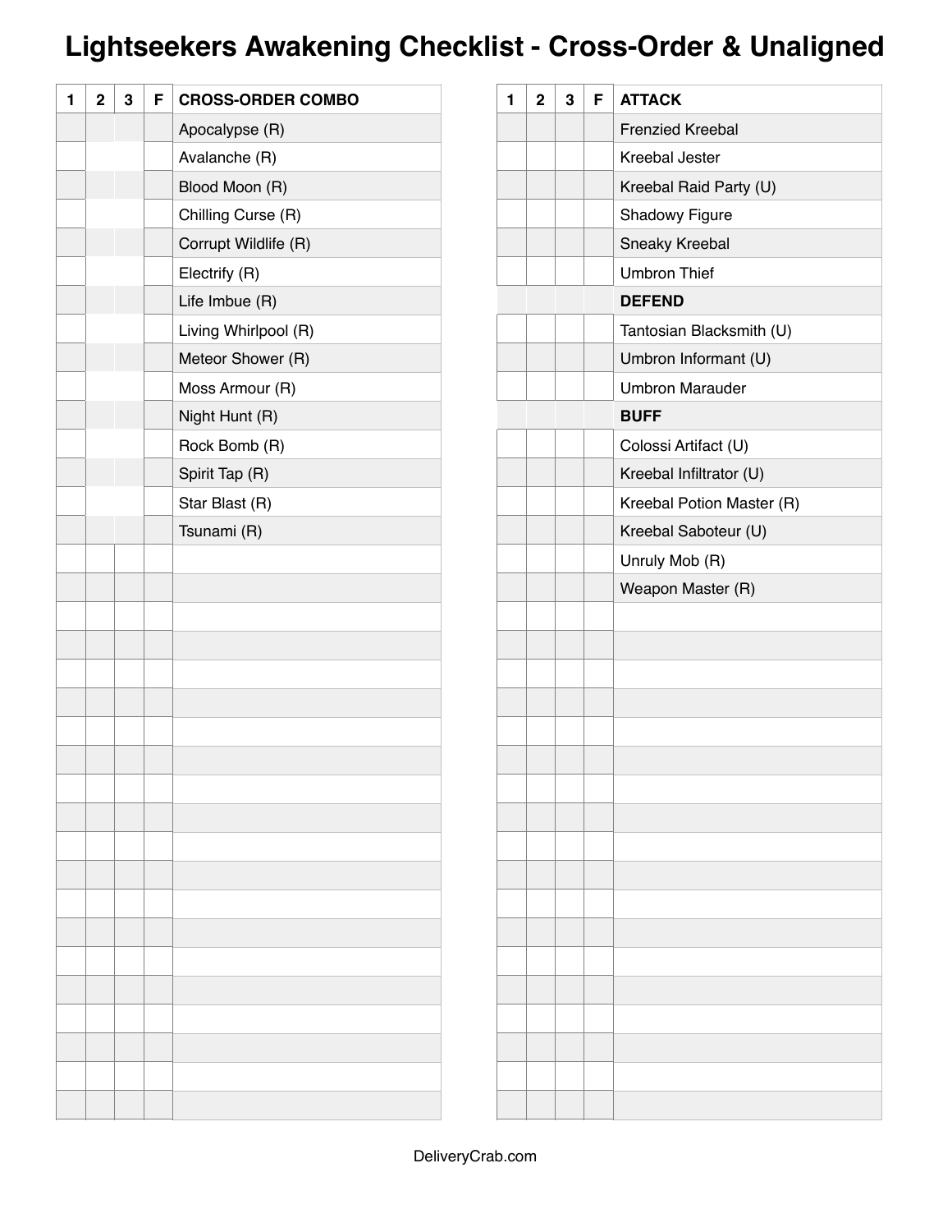# Lightseekers Awakening Checklist - Cross-Order & Unaligned

| 1 | 2 | 3 | F | CROSS-ORDER COMBO |
|---|---|---|---|---|
| | | | | Apocalypse (R) |
| | | | | Avalanche (R) |
| | | | | Blood Moon (R) |
| | | | | Chilling Curse (R) |
| | | | | Corrupt Wildlife (R) |
| | | | | Electrify (R) |
| | | | | Life Imbue (R) |
| | | | | Living Whirlpool (R) |
| | | | | Meteor Shower (R) |
| | | | | Moss Armour (R) |
| | | | | Night Hunt (R) |
| | | | | Rock Bomb (R) |
| | | | | Spirit Tap (R) |
| | | | | Star Blast (R) |
| | | | | Tsunami (R) |

| 1 | 2 | 3 | F | ATTACK |
|---|---|---|---|---|
| | | | | Frenzied Kreebal |
| | | | | Kreebal Jester |
| | | | | Kreebal Raid Party (U) |
| | | | | Shadowy Figure |
| | | | | Sneaky Kreebal |
| | | | | Umbron Thief |
| | | | | **DEFEND** |
| | | | | Tantosian Blacksmith (U) |
| | | | | Umbron Informant (U) |
| | | | | Umbron Marauder |
| | | | | **BUFF** |
| | | | | Colossi Artifact (U) |
| | | | | Kreebal Infiltrator (U) |
| | | | | Kreebal Potion Master (R) |
| | | | | Kreebal Saboteur (U) |
| | | | | Unruly Mob (R) |
| | | | | Weapon Master (R) |

DeliveryCrab.com